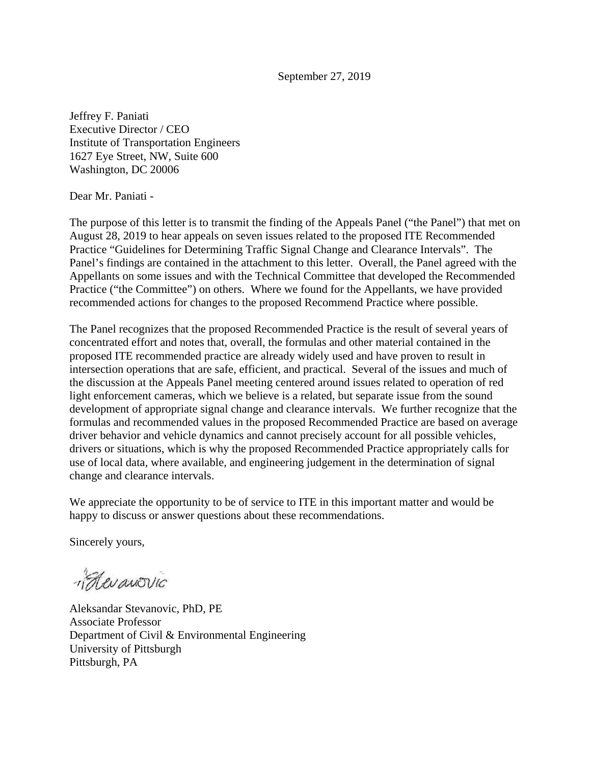September 27, 2019

Jeffrey F. Paniati  
Executive Director / CEO  
Institute of Transportation Engineers  
1627 Eye Street, NW, Suite 600  
Washington, DC 20006

Dear Mr. Paniati -

The purpose of this letter is to transmit the finding of the Appeals Panel ("the Panel") that met on August 28, 2019 to hear appeals on seven issues related to the proposed ITE Recommended Practice "Guidelines for Determining Traffic Signal Change and Clearance Intervals". The Panel's findings are contained in the attachment to this letter. Overall, the Panel agreed with the Appellants on some issues and with the Technical Committee that developed the Recommended Practice ("the Committee") on others. Where we found for the Appellants, we have provided recommended actions for changes to the proposed Recommend Practice where possible.

The Panel recognizes that the proposed Recommended Practice is the result of several years of concentrated effort and notes that, overall, the formulas and other material contained in the proposed ITE recommended practice are already widely used and have proven to result in intersection operations that are safe, efficient, and practical. Several of the issues and much of the discussion at the Appeals Panel meeting centered around issues related to operation of red light enforcement cameras, which we believe is a related, but separate issue from the sound development of appropriate signal change and clearance intervals. We further recognize that the formulas and recommended values in the proposed Recommended Practice are based on average driver behavior and vehicle dynamics and cannot precisely account for all possible vehicles, drivers or situations, which is why the proposed Recommended Practice appropriately calls for use of local data, where available, and engineering judgement in the determination of signal change and clearance intervals.

We appreciate the opportunity to be of service to ITE in this important matter and would be happy to discuss or answer questions about these recommendations.

Sincerely yours,

Aleksandar Stevanovic, PhD, PE  
Associate Professor  
Department of Civil & Environmental Engineering  
University of Pittsburgh  
Pittsburgh, PA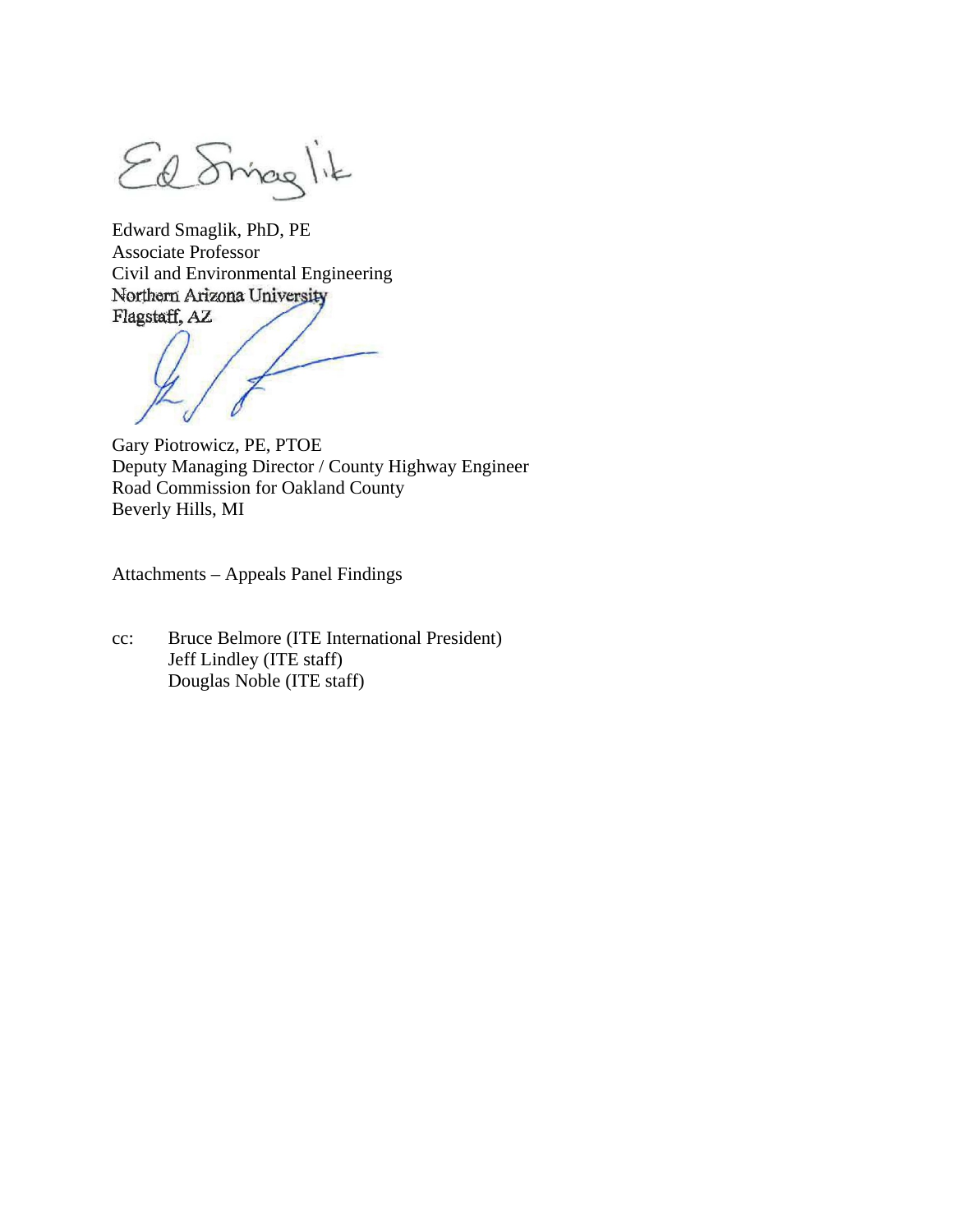Edward Smaglik, PhD, PE  
Associate Professor  
Civil and Environmental Engineering  
Northern Arizona University  
Flagstaff, AZ

Gary Piotrowicz, PE, PTOE  
Deputy Managing Director / County Highway Engineer  
Road Commission for Oakland County  
Beverly Hills, MI

Attachments – Appeals Panel Findings

cc: Bruce Belmore (ITE International President)  
Jeff Lindley (ITE staff)  
Douglas Noble (ITE staff)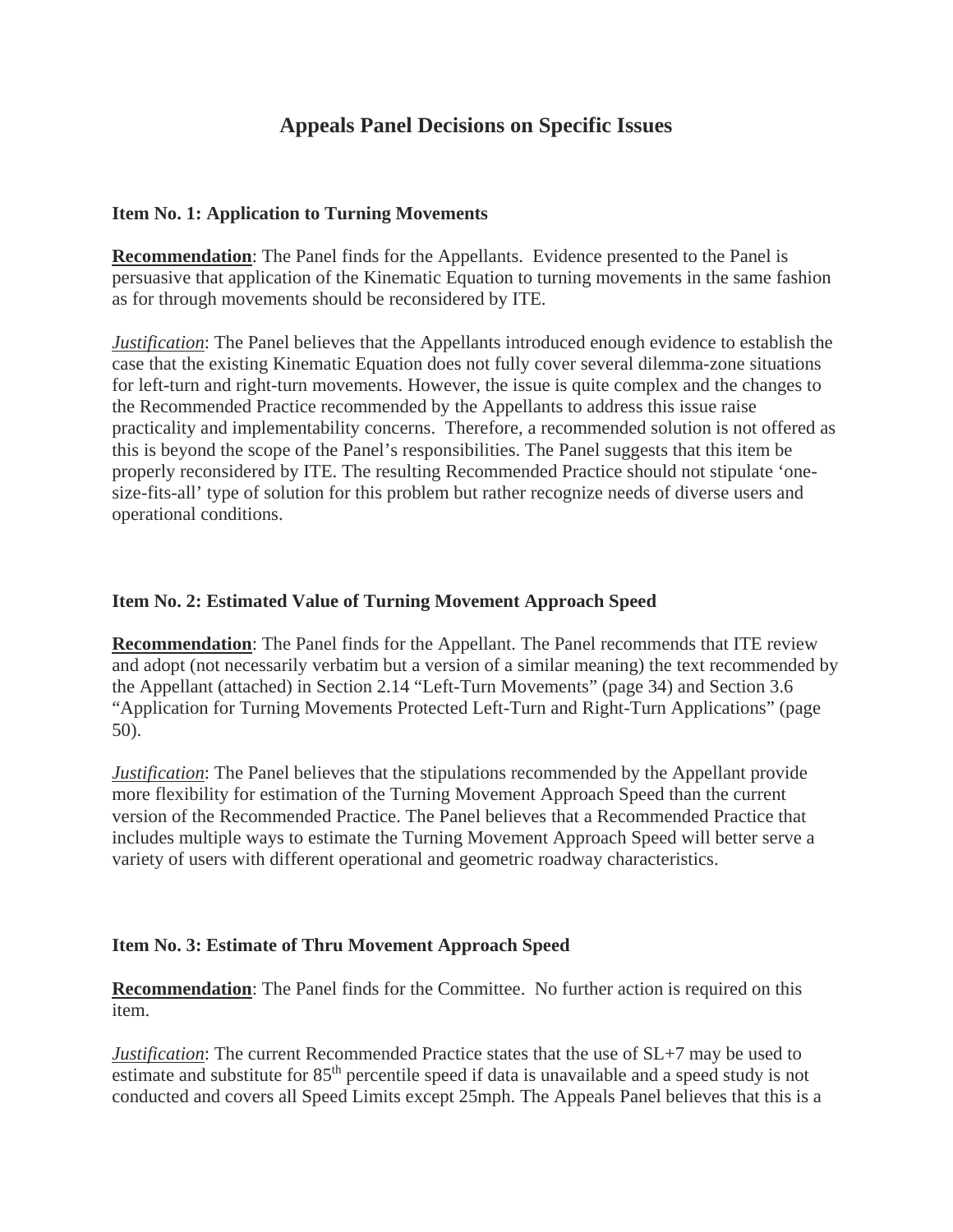# Appeals Panel Decisions on Specific Issues

**Item No. 1: Application to Turning Movements**

**Recommendation**: The Panel finds for the Appellants. Evidence presented to the Panel is persuasive that application of the Kinematic Equation to turning movements in the same fashion as for through movements should be reconsidered by ITE.

*Justification*: The Panel believes that the Appellants introduced enough evidence to establish the case that the existing Kinematic Equation does not fully cover several dilemma-zone situations for left-turn and right-turn movements. However, the issue is quite complex and the changes to the Recommended Practice recommended by the Appellants to address this issue raise practicality and implementability concerns. Therefore, a recommended solution is not offered as this is beyond the scope of the Panel's responsibilities. The Panel suggests that this item be properly reconsidered by ITE. The resulting Recommended Practice should not stipulate 'one-size-fits-all' type of solution for this problem but rather recognize needs of diverse users and operational conditions.

**Item No. 2: Estimated Value of Turning Movement Approach Speed**

**Recommendation**: The Panel finds for the Appellant. The Panel recommends that ITE review and adopt (not necessarily verbatim but a version of a similar meaning) the text recommended by the Appellant (attached) in Section 2.14 "Left-Turn Movements" (page 34) and Section 3.6 "Application for Turning Movements Protected Left-Turn and Right-Turn Applications" (page 50).

*Justification*: The Panel believes that the stipulations recommended by the Appellant provide more flexibility for estimation of the Turning Movement Approach Speed than the current version of the Recommended Practice. The Panel believes that a Recommended Practice that includes multiple ways to estimate the Turning Movement Approach Speed will better serve a variety of users with different operational and geometric roadway characteristics.

**Item No. 3: Estimate of Thru Movement Approach Speed**

**Recommendation**: The Panel finds for the Committee. No further action is required on this item.

*Justification*: The current Recommended Practice states that the use of SL+7 may be used to estimate and substitute for 85$^{th}$ percentile speed if data is unavailable and a speed study is not conducted and covers all Speed Limits except 25mph. The Appeals Panel believes that this is a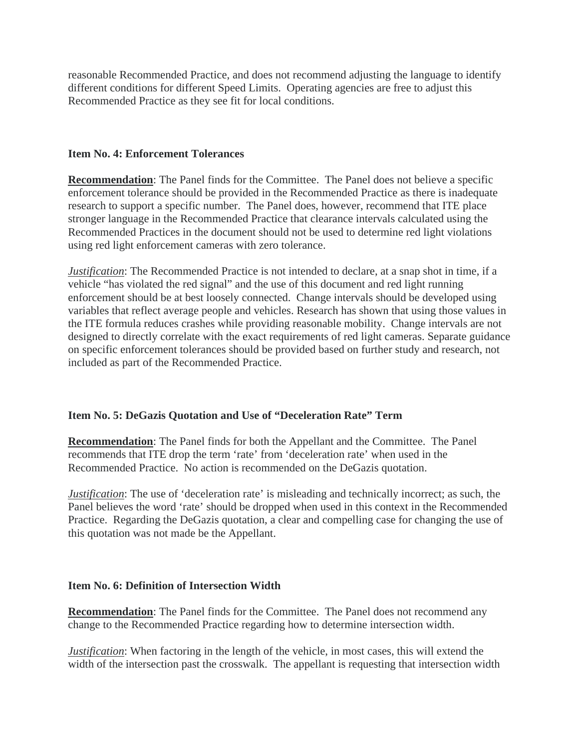reasonable Recommended Practice, and does not recommend adjusting the language to identify different conditions for different Speed Limits. Operating agencies are free to adjust this Recommended Practice as they see fit for local conditions.

### Item No. 4: Enforcement Tolerances

**Recommendation**: The Panel finds for the Committee. The Panel does not believe a specific enforcement tolerance should be provided in the Recommended Practice as there is inadequate research to support a specific number. The Panel does, however, recommend that ITE place stronger language in the Recommended Practice that clearance intervals calculated using the Recommended Practices in the document should not be used to determine red light violations using red light enforcement cameras with zero tolerance.

*Justification*: The Recommended Practice is not intended to declare, at a snap shot in time, if a vehicle "has violated the red signal" and the use of this document and red light running enforcement should be at best loosely connected. Change intervals should be developed using variables that reflect average people and vehicles. Research has shown that using those values in the ITE formula reduces crashes while providing reasonable mobility. Change intervals are not designed to directly correlate with the exact requirements of red light cameras. Separate guidance on specific enforcement tolerances should be provided based on further study and research, not included as part of the Recommended Practice.

### Item No. 5: DeGazis Quotation and Use of "Deceleration Rate" Term

**Recommendation**: The Panel finds for both the Appellant and the Committee. The Panel recommends that ITE drop the term 'rate' from 'deceleration rate' when used in the Recommended Practice. No action is recommended on the DeGazis quotation.

*Justification*: The use of 'deceleration rate' is misleading and technically incorrect; as such, the Panel believes the word 'rate' should be dropped when used in this context in the Recommended Practice. Regarding the DeGazis quotation, a clear and compelling case for changing the use of this quotation was not made be the Appellant.

### Item No. 6: Definition of Intersection Width

**Recommendation**: The Panel finds for the Committee. The Panel does not recommend any change to the Recommended Practice regarding how to determine intersection width.

*Justification*: When factoring in the length of the vehicle, in most cases, this will extend the width of the intersection past the crosswalk. The appellant is requesting that intersection width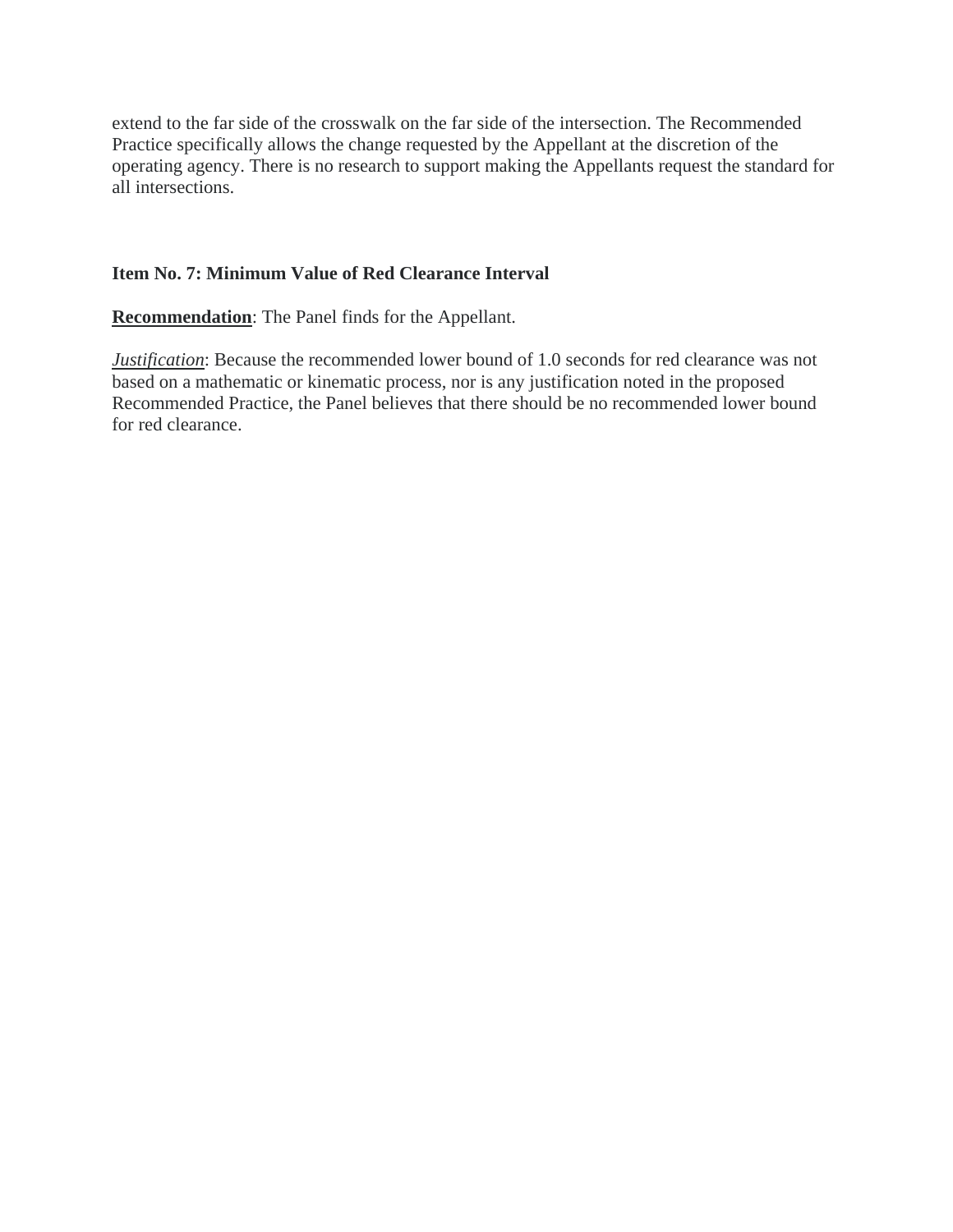extend to the far side of the crosswalk on the far side of the intersection. The Recommended Practice specifically allows the change requested by the Appellant at the discretion of the operating agency. There is no research to support making the Appellants request the standard for all intersections.

### Item No. 7: Minimum Value of Red Clearance Interval

**Recommendation**: The Panel finds for the Appellant.

*Justification*: Because the recommended lower bound of 1.0 seconds for red clearance was not based on a mathematic or kinematic process, nor is any justification noted in the proposed Recommended Practice, the Panel believes that there should be no recommended lower bound for red clearance.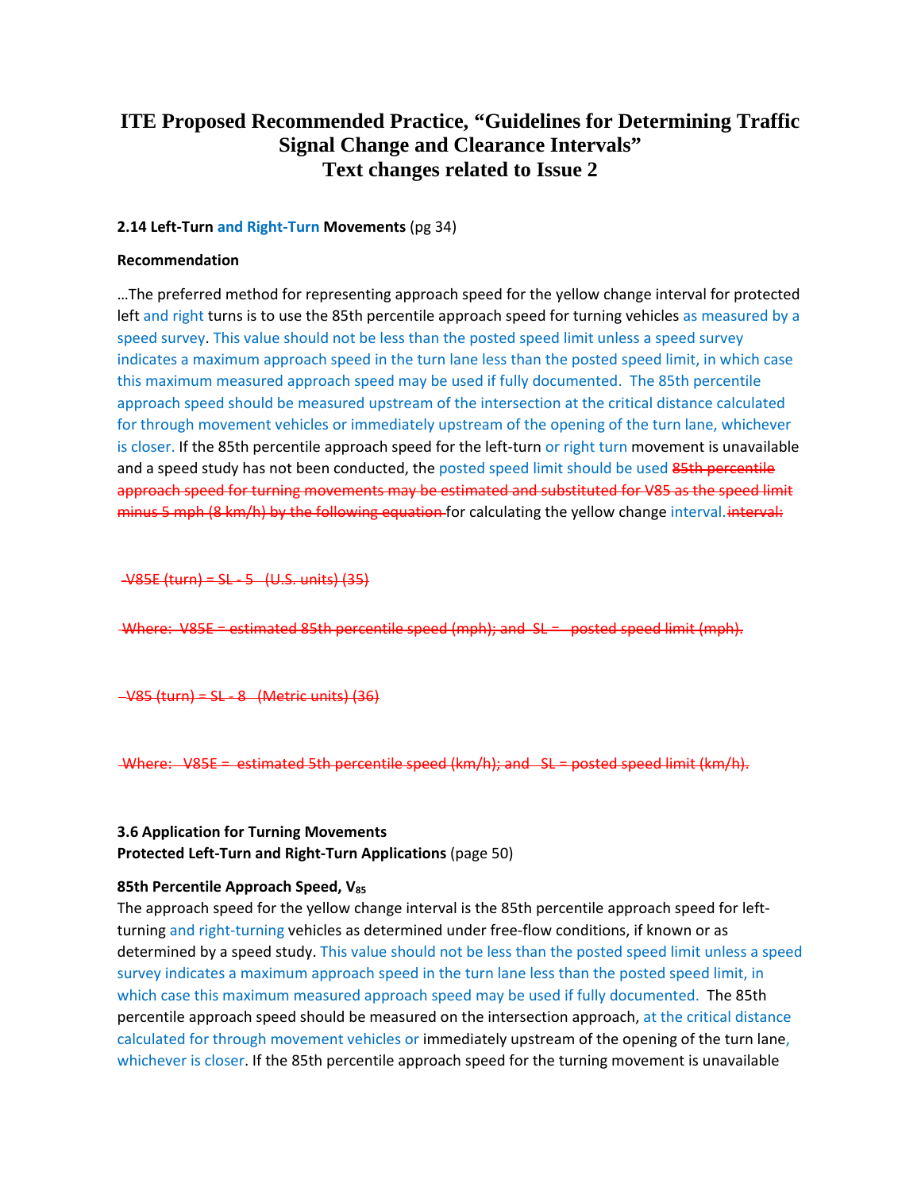# ITE Proposed Recommended Practice, "Guidelines for Determining Traffic Signal Change and Clearance Intervals" Text changes related to Issue 2

**2.14 Left-Turn and Right-Turn Movements** (pg 34)

**Recommendation**

…The preferred method for representing approach speed for the yellow change interval for protected left and right turns is to use the 85th percentile approach speed for turning vehicles as measured by a speed survey. This value should not be less than the posted speed limit unless a speed survey indicates a maximum approach speed in the turn lane less than the posted speed limit, in which case this maximum measured approach speed may be used if fully documented. The 85th percentile approach speed should be measured upstream of the intersection at the critical distance calculated for through movement vehicles or immediately upstream of the opening of the turn lane, whichever is closer. If the 85th percentile approach speed for the left-turn or right turn movement is unavailable and a speed study has not been conducted, the posted speed limit should be used ~~85th percentile approach speed for turning movements may be estimated and substituted for V85 as the speed limit minus 5 mph (8 km/h) by the following equation~~ for calculating the yellow change interval. ~~interval:~~

~~V85E (turn) = SL - 5 (U.S. units) (35)~~

~~Where: V85E = estimated 85th percentile speed (mph); and SL = posted speed limit (mph).~~

~~V85 (turn) = SL - 8 (Metric units) (36)~~

~~Where: V85E = estimated 5th percentile speed (km/h); and SL = posted speed limit (km/h).~~

**3.6 Application for Turning Movements**
**Protected Left-Turn and Right-Turn Applications** (page 50)

**85th Percentile Approach Speed, $V_{85}$**

The approach speed for the yellow change interval is the 85th percentile approach speed for left-turning and right-turning vehicles as determined under free-flow conditions, if known or as determined by a speed study. This value should not be less than the posted speed limit unless a speed survey indicates a maximum approach speed in the turn lane less than the posted speed limit, in which case this maximum measured approach speed may be used if fully documented. The 85th percentile approach speed should be measured on the intersection approach, at the critical distance calculated for through movement vehicles or immediately upstream of the opening of the turn lane, whichever is closer. If the 85th percentile approach speed for the turning movement is unavailable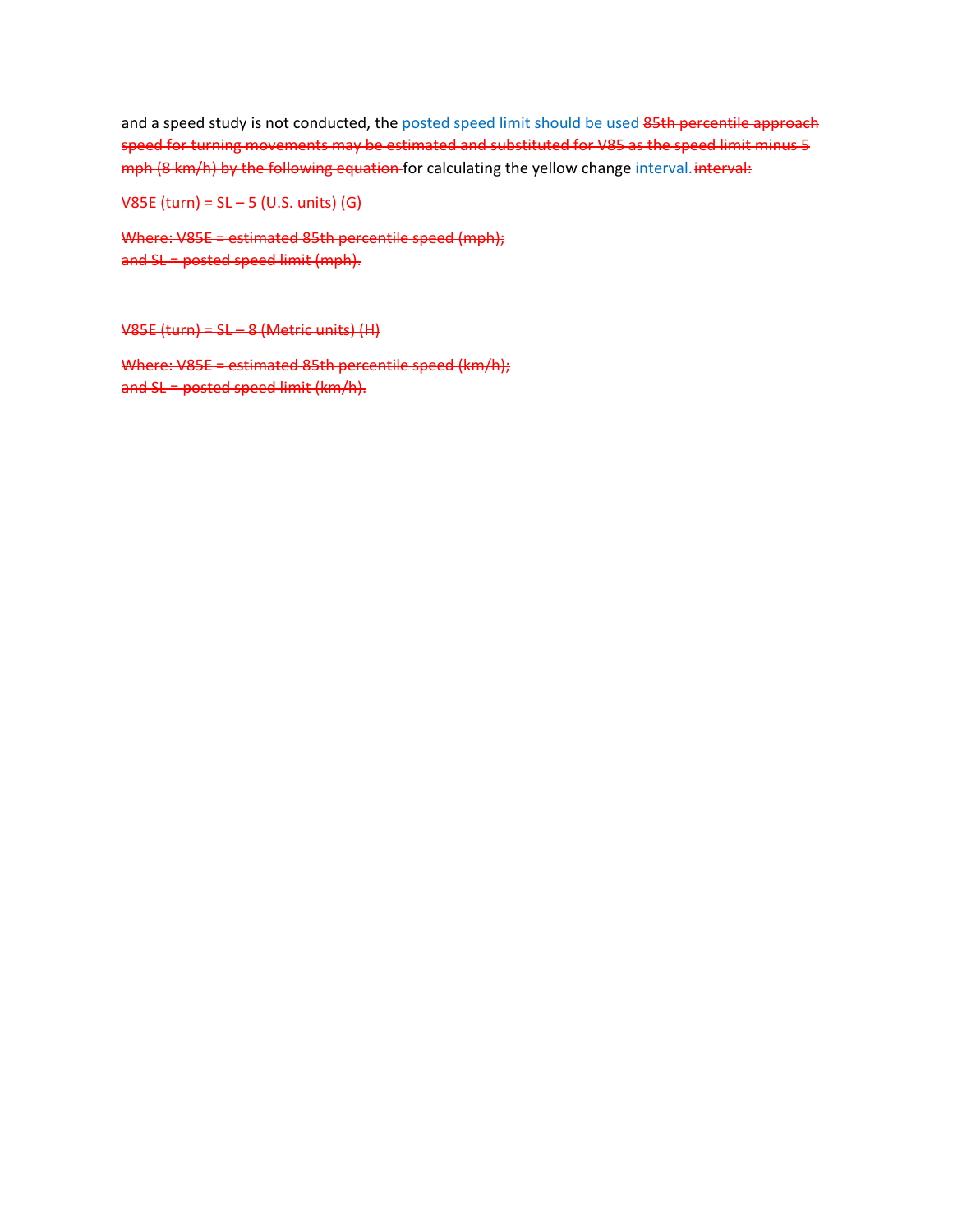and a speed study is not conducted, the posted speed limit should be used ~~85th percentile approach speed for turning movements may be estimated and substituted for V85 as the speed limit minus 5 mph (8 km/h) by the following equation~~ for calculating the yellow change interval. ~~interval:~~

~~V85E (turn) = SL – 5 (U.S. units) (G)~~

~~Where: V85E = estimated 85th percentile speed (mph);~~
~~and SL = posted speed limit (mph).~~

~~V85E (turn) = SL – 8 (Metric units) (H)~~

~~Where: V85E = estimated 85th percentile speed (km/h);~~
~~and SL = posted speed limit (km/h).~~